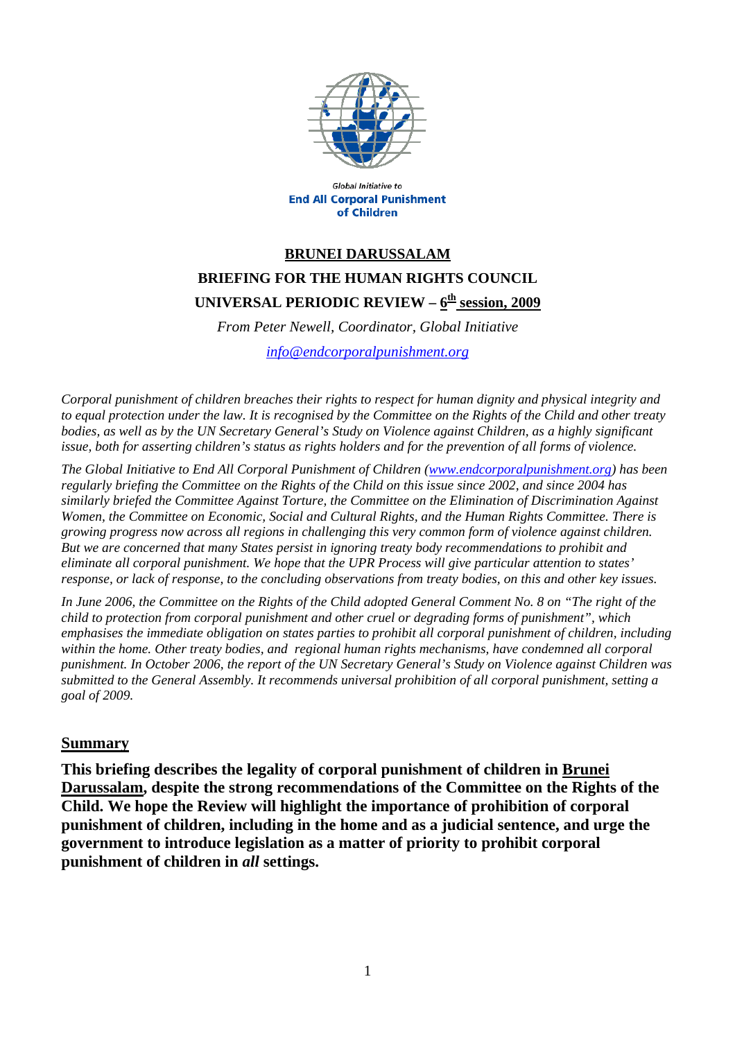Global Initiative to
**End All Corporal Punishment of Children**

# BRUNEI DARUSSALAM

## BRIEFING FOR THE HUMAN RIGHTS COUNCIL

## UNIVERSAL PERIODIC REVIEW – 6th session, 2009

*From Peter Newell, Coordinator, Global Initiative*

*info@endcorporalpunishment.org*

*Corporal punishment of children breaches their rights to respect for human dignity and physical integrity and to equal protection under the law. It is recognised by the Committee on the Rights of the Child and other treaty bodies, as well as by the UN Secretary General's Study on Violence against Children, as a highly significant issue, both for asserting children's status as rights holders and for the prevention of all forms of violence.*

*The Global Initiative to End All Corporal Punishment of Children (www.endcorporalpunishment.org) has been regularly briefing the Committee on the Rights of the Child on this issue since 2002, and since 2004 has similarly briefed the Committee Against Torture, the Committee on the Elimination of Discrimination Against Women, the Committee on Economic, Social and Cultural Rights, and the Human Rights Committee. There is growing progress now across all regions in challenging this very common form of violence against children. But we are concerned that many States persist in ignoring treaty body recommendations to prohibit and eliminate all corporal punishment. We hope that the UPR Process will give particular attention to states' response, or lack of response, to the concluding observations from treaty bodies, on this and other key issues.*

*In June 2006, the Committee on the Rights of the Child adopted General Comment No. 8 on "The right of the child to protection from corporal punishment and other cruel or degrading forms of punishment", which emphasises the immediate obligation on states parties to prohibit all corporal punishment of children, including within the home. Other treaty bodies, and regional human rights mechanisms, have condemned all corporal punishment. In October 2006, the report of the UN Secretary General's Study on Violence against Children was submitted to the General Assembly. It recommends universal prohibition of all corporal punishment, setting a goal of 2009.*

## Summary

**This briefing describes the legality of corporal punishment of children in Brunei Darussalam, despite the strong recommendations of the Committee on the Rights of the Child. We hope the Review will highlight the importance of prohibition of corporal punishment of children, including in the home and as a judicial sentence, and urge the government to introduce legislation as a matter of priority to prohibit corporal punishment of children in *all* settings.**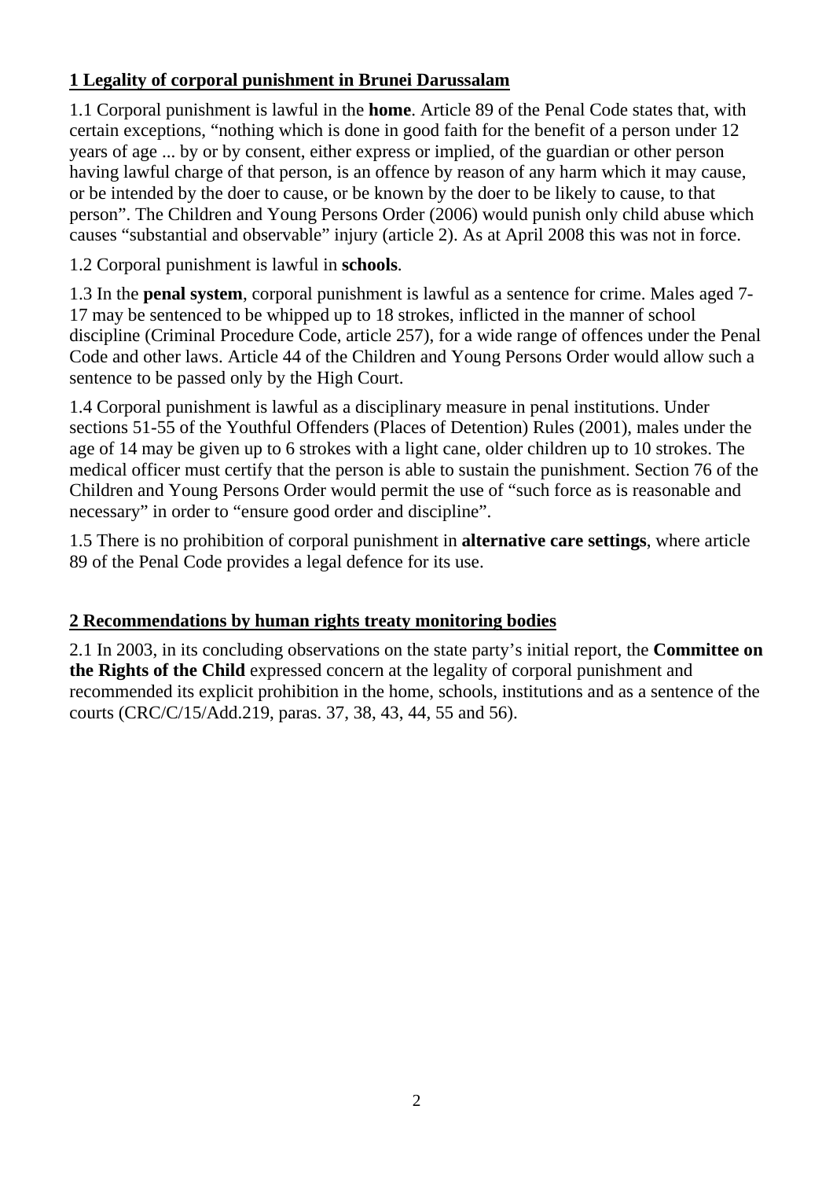## 1 Legality of corporal punishment in Brunei Darussalam

1.1 Corporal punishment is lawful in the **home**. Article 89 of the Penal Code states that, with certain exceptions, "nothing which is done in good faith for the benefit of a person under 12 years of age ... by or by consent, either express or implied, of the guardian or other person having lawful charge of that person, is an offence by reason of any harm which it may cause, or be intended by the doer to cause, or be known by the doer to be likely to cause, to that person". The Children and Young Persons Order (2006) would punish only child abuse which causes "substantial and observable" injury (article 2). As at April 2008 this was not in force.

1.2 Corporal punishment is lawful in **schools**.

1.3 In the **penal system**, corporal punishment is lawful as a sentence for crime. Males aged 7-17 may be sentenced to be whipped up to 18 strokes, inflicted in the manner of school discipline (Criminal Procedure Code, article 257), for a wide range of offences under the Penal Code and other laws. Article 44 of the Children and Young Persons Order would allow such a sentence to be passed only by the High Court.

1.4 Corporal punishment is lawful as a disciplinary measure in penal institutions. Under sections 51-55 of the Youthful Offenders (Places of Detention) Rules (2001), males under the age of 14 may be given up to 6 strokes with a light cane, older children up to 10 strokes. The medical officer must certify that the person is able to sustain the punishment. Section 76 of the Children and Young Persons Order would permit the use of "such force as is reasonable and necessary" in order to "ensure good order and discipline".

1.5 There is no prohibition of corporal punishment in **alternative care settings**, where article 89 of the Penal Code provides a legal defence for its use.

## 2 Recommendations by human rights treaty monitoring bodies

2.1 In 2003, in its concluding observations on the state party's initial report, the **Committee on the Rights of the Child** expressed concern at the legality of corporal punishment and recommended its explicit prohibition in the home, schools, institutions and as a sentence of the courts (CRC/C/15/Add.219, paras. 37, 38, 43, 44, 55 and 56).